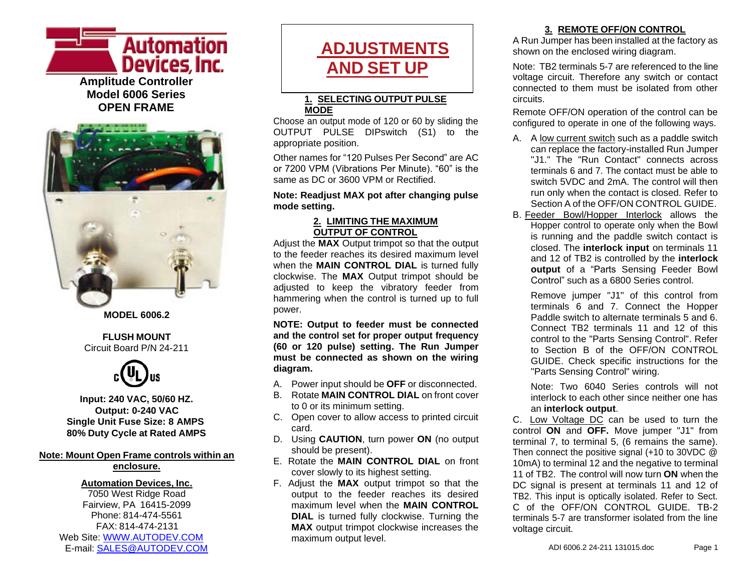# Automation Devices, Inc.

**Amplitude Controller**
**Model 6006 Series**
**OPEN FRAME**

**MODEL 6006.2**

**FLUSH MOUNT**
Circuit Board P/N 24-211

**Input: 240 VAC, 50/60 HZ.**
**Output: 0-240 VAC**
**Single Unit Fuse Size: 8 AMPS**
**80% Duty Cycle at Rated AMPS**

**Note: Mount Open Frame controls within an enclosure.**

**Automation Devices, Inc.**
7050 West Ridge Road
Fairview, PA 16415-2099
Phone: 814-474-5561
FAX: 814-474-2131
Web Site: WWW.AUTODEV.COM
E-mail: SALES@AUTODEV.COM

# ADJUSTMENTS AND SET UP

## 1. SELECTING OUTPUT PULSE MODE

Choose an output mode of 120 or 60 by sliding the OUTPUT PULSE DIPswitch (S1) to the appropriate position.

Other names for "120 Pulses Per Second" are AC or 7200 VPM (Vibrations Per Minute). "60" is the same as DC or 3600 VPM or Rectified.

**Note: Readjust MAX pot after changing pulse mode setting.**

## 2. LIMITING THE MAXIMUM OUTPUT OF CONTROL

Adjust the **MAX** Output trimpot so that the output to the feeder reaches its desired maximum level when the **MAIN CONTROL DIAL** is turned fully clockwise. The **MAX** Output trimpot should be adjusted to keep the vibratory feeder from hammering when the control is turned up to full power.

**NOTE: Output to feeder must be connected and the control set for proper output frequency (60 or 120 pulse) setting. The Run Jumper must be connected as shown on the wiring diagram.**

A. Power input should be **OFF** or disconnected.
B. Rotate **MAIN CONTROL DIAL** on front cover to 0 or its minimum setting.
C. Open cover to allow access to printed circuit card.
D. Using **CAUTION**, turn power **ON** (no output should be present).
E. Rotate the **MAIN CONTROL DIAL** on front cover slowly to its highest setting.
F. Adjust the **MAX** output trimpot so that the output to the feeder reaches its desired maximum level when the **MAIN CONTROL DIAL** is turned fully clockwise. Turning the **MAX** output trimpot clockwise increases the maximum output level.

## 3. REMOTE OFF/ON CONTROL

A Run Jumper has been installed at the factory as shown on the enclosed wiring diagram.

Note: TB2 terminals 5-7 are referenced to the line voltage circuit. Therefore any switch or contact connected to them must be isolated from other circuits.

Remote OFF/ON operation of the control can be configured to operate in one of the following ways.

A. A low current switch such as a paddle switch can replace the factory-installed Run Jumper "J1." The "Run Contact" connects across terminals 6 and 7. The contact must be able to switch 5VDC and 2mA. The control will then run only when the contact is closed. Refer to Section A of the OFF/ON CONTROL GUIDE.

B. Feeder Bowl/Hopper Interlock allows the Hopper control to operate only when the Bowl is running and the paddle switch contact is closed. The **interlock input** on terminals 11 and 12 of TB2 is controlled by the **interlock output** of a "Parts Sensing Feeder Bowl Control" such as a 6800 Series control.

Remove jumper "J1" of this control from terminals 6 and 7. Connect the Hopper Paddle switch to alternate terminals 5 and 6. Connect TB2 terminals 11 and 12 of this control to the "Parts Sensing Control". Refer to Section B of the OFF/ON CONTROL GUIDE. Check specific instructions for the "Parts Sensing Control" wiring.

Note: Two 6040 Series controls will not interlock to each other since neither one has an **interlock output**.

C. Low Voltage DC can be used to turn the control **ON** and **OFF.** Move jumper "J1" from terminal 7, to terminal 5, (6 remains the same). Then connect the positive signal (+10 to 30VDC @ 10mA) to terminal 12 and the negative to terminal 11 of TB2. The control will now turn **ON** when the DC signal is present at terminals 11 and 12 of TB2. This input is optically isolated. Refer to Sect. C of the OFF/ON CONTROL GUIDE. TB-2 terminals 5-7 are transformer isolated from the line voltage circuit.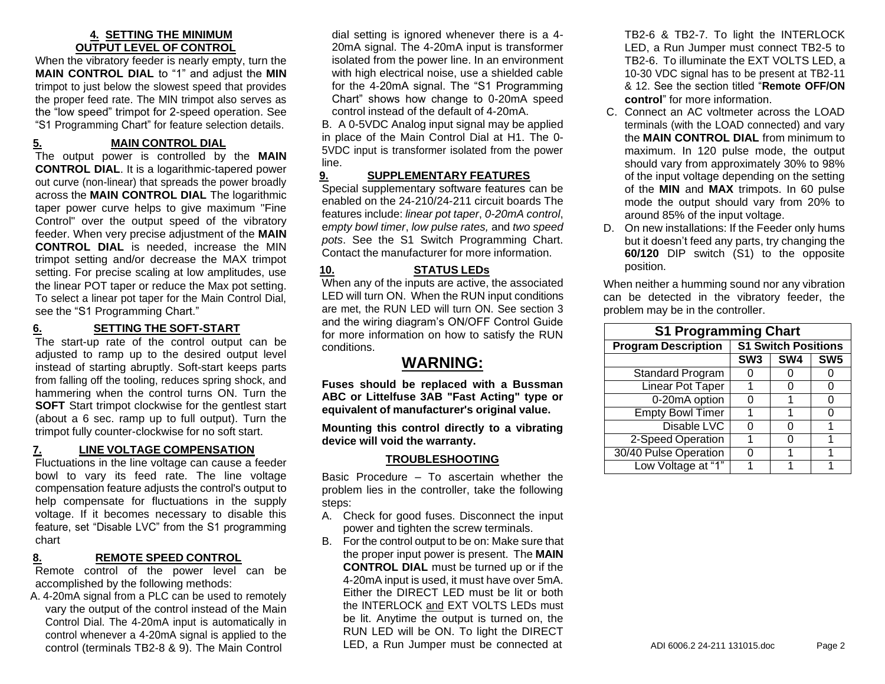## 4. SETTING THE MINIMUM OUTPUT LEVEL OF CONTROL

When the vibratory feeder is nearly empty, turn the **MAIN CONTROL DIAL** to "1" and adjust the **MIN** trimpot to just below the slowest speed that provides the proper feed rate. The MIN trimpot also serves as the "low speed" trimpot for 2-speed operation. See "S1 Programming Chart" for feature selection details.

## 5. MAIN CONTROL DIAL

The output power is controlled by the **MAIN CONTROL DIAL**. It is a logarithmic-tapered power out curve (non-linear) that spreads the power broadly across the **MAIN CONTROL DIAL** The logarithmic taper power curve helps to give maximum "Fine Control" over the output speed of the vibratory feeder. When very precise adjustment of the **MAIN CONTROL DIAL** is needed, increase the MIN trimpot setting and/or decrease the MAX trimpot setting. For precise scaling at low amplitudes, use the linear POT taper or reduce the Max pot setting. To select a linear pot taper for the Main Control Dial, see the "S1 Programming Chart."

## 6. SETTING THE SOFT-START

The start-up rate of the control output can be adjusted to ramp up to the desired output level instead of starting abruptly. Soft-start keeps parts from falling off the tooling, reduces spring shock, and hammering when the control turns ON. Turn the **SOFT** Start trimpot clockwise for the gentlest start (about a 6 sec. ramp up to full output). Turn the trimpot fully counter-clockwise for no soft start.

## 7. LINE VOLTAGE COMPENSATION

Fluctuations in the line voltage can cause a feeder bowl to vary its feed rate. The line voltage compensation feature adjusts the control's output to help compensate for fluctuations in the supply voltage. If it becomes necessary to disable this feature, set "Disable LVC" from the S1 programming chart

## 8. REMOTE SPEED CONTROL

Remote control of the power level can be accomplished by the following methods:

A. 4-20mA signal from a PLC can be used to remotely vary the output of the control instead of the Main Control Dial. The 4-20mA input is automatically in control whenever a 4-20mA signal is applied to the control (terminals TB2-8 & 9). The Main Control dial setting is ignored whenever there is a 4-20mA signal. The 4-20mA input is transformer isolated from the power line. In an environment with high electrical noise, use a shielded cable for the 4-20mA signal. The "S1 Programming Chart" shows how change to 0-20mA speed control instead of the default of 4-20mA.

B. A 0-5VDC Analog input signal may be applied in place of the Main Control Dial at H1. The 0-5VDC input is transformer isolated from the power line.

## 9. SUPPLEMENTARY FEATURES

Special supplementary software features can be enabled on the 24-210/24-211 circuit boards The features include: *linear pot taper*, *0-20mA control*, *empty bowl timer*, *low pulse rates,* and *two speed pots*. See the S1 Switch Programming Chart. Contact the manufacturer for more information.

## 10. STATUS LEDs

When any of the inputs are active, the associated LED will turn ON. When the RUN input conditions are met, the RUN LED will turn ON. See section 3 and the wiring diagram's ON/OFF Control Guide for more information on how to satisfy the RUN conditions.

# WARNING:

**Fuses should be replaced with a Bussman ABC or Littelfuse 3AB "Fast Acting" type or equivalent of manufacturer's original value.**

**Mounting this control directly to a vibrating device will void the warranty.**

## TROUBLESHOOTING

Basic Procedure – To ascertain whether the problem lies in the controller, take the following steps:

A. Check for good fuses. Disconnect the input power and tighten the screw terminals.

B. For the control output to be on: Make sure that the proper input power is present. The **MAIN CONTROL DIAL** must be turned up or if the 4-20mA input is used, it must have over 5mA. Either the DIRECT LED must be lit or both the INTERLOCK and EXT VOLTS LEDs must be lit. Anytime the output is turned on, the RUN LED will be ON. To light the DIRECT LED, a Run Jumper must be connected at TB2-6 & TB2-7. To light the INTERLOCK LED, a Run Jumper must connect TB2-5 to TB2-6. To illuminate the EXT VOLTS LED, a 10-30 VDC signal has to be present at TB2-11 & 12. See the section titled "**Remote OFF/ON control**" for more information.

C. Connect an AC voltmeter across the LOAD terminals (with the LOAD connected) and vary the **MAIN CONTROL DIAL** from minimum to maximum. In 120 pulse mode, the output should vary from approximately 30% to 98% of the input voltage depending on the setting of the **MIN** and **MAX** trimpots. In 60 pulse mode the output should vary from 20% to around 85% of the input voltage.

D. On new installations: If the Feeder only hums but it doesn't feed any parts, try changing the **60/120** DIP switch (S1) to the opposite position.

When neither a humming sound nor any vibration can be detected in the vibratory feeder, the problem may be in the controller.

| S1 Programming Chart | | | |
|---|---|---|---|
| **Program Description** | **S1 Switch Positions** | | |
| | **SW3** | **SW4** | **SW5** |
| Standard Program | 0 | 0 | 0 |
| Linear Pot Taper | 1 | 0 | 0 |
| 0-20mA option | 0 | 1 | 0 |
| Empty Bowl Timer | 1 | 1 | 0 |
| Disable LVC | 0 | 0 | 1 |
| 2-Speed Operation | 1 | 0 | 1 |
| 30/40 Pulse Operation | 0 | 1 | 1 |
| Low Voltage at "1" | 1 | 1 | 1 |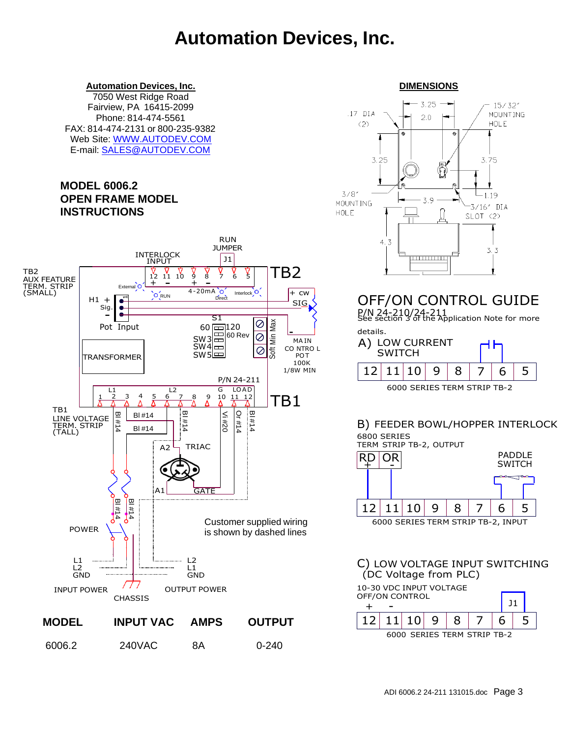# Automation Devices, Inc.

**Automation Devices, Inc.**
7050 West Ridge Road
Fairview, PA 16415-2099
Phone: 814-474-5561
FAX: 814-474-2131 or 800-235-9382
Web Site: WWW.AUTODEV.COM
E-mail: SALES@AUTODEV.COM

**MODEL 6006.2**
**OPEN FRAME MODEL**
**INSTRUCTIONS**

**DIMENSIONS**

3.25
2.0
.17 DIA (2)
15/32" MOUNTING HOLE
3.25
3.75
3/8" MOUNTING HOLE
3.9
1.19
3/16" DIA SLOT (2)
4.3
3.3

TB2
AUX FEATURE TERM. STRIP (SMALL)
INTERLOCK INPUT
RUN JUMPER
J1
12 11 10 9 8 7 6 5
+ − + −
External
RUN
4-20mA
Direct
Interlock
+ CW
SIG
H1 +
Sig.
−
Pot Input
S1
60 120
60 Rev
SW3
SW4
SW5
Soft Min Max
−
MAIN CONTROL POT 100K 1/8W MIN
TRANSFORMER
P/N 24-211
TB1
LINE VOLTAGE TERM. STRIP (TALL)
L1 L2 G LOAD
1 2 3 4 5 6 7 8 9 10 11 12
Bl #14
Bl #14
Bl #14
Bl #14
Vi #20
Or #14
Bl #14
A2
TRIAC
A1
GATE
Bl #14
Bl #14
POWER
Customer supplied wiring is shown by dashed lines
L1
L2
GND
INPUT POWER
CHASSIS
L2
L1
GND
OUTPUT POWER

| MODEL | INPUT VAC | AMPS | OUTPUT |
|---|---|---|---|
| 6006.2 | 240VAC | 8A | 0-240 |

## OFF/ON CONTROL GUIDE

P/N 24-210/24-211
See section 3 of the Application Note for more details.

A) LOW CURRENT SWITCH

12 11 10 9 8 7 6 5
6000 SERIES TERM STRIP TB-2

B) FEEDER BOWL/HOPPER INTERLOCK

6800 SERIES
TERM STRIP TB-2, OUTPUT
RD + OR −
PADDLE SWITCH
12 11 10 9 8 7 6 5
6000 SERIES TERM STRIP TB-2, INPUT

C) LOW VOLTAGE INPUT SWITCHING (DC Voltage from PLC)

10-30 VDC INPUT VOLTAGE
OFF/ON CONTROL
+ −
J1
12 11 10 9 8 7 6 5
6000 SERIES TERM STRIP TB-2

ADI 6006.2 24-211 131015.doc